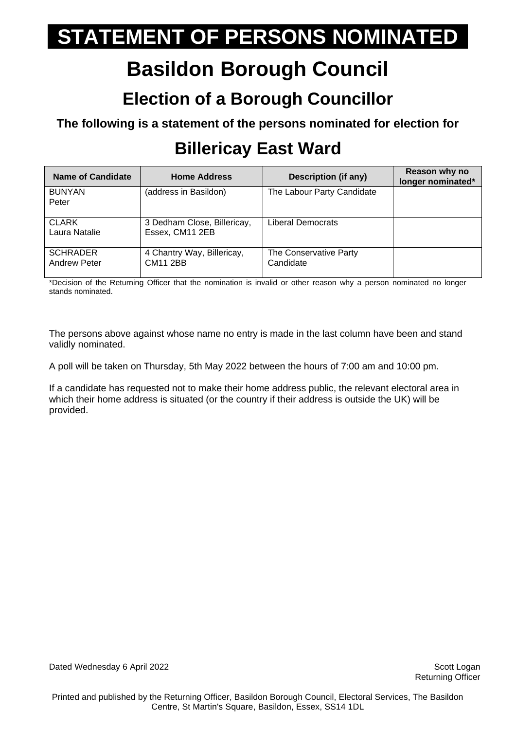# STATEMENT OF PERSONS NOMINATED

# Basildon Borough Council

## Election of a Borough Councillor

**The following is a statement of the persons nominated for election for**

## Billericay East Ward

| Name of Candidate | Home Address | Description (if any) | Reason why no longer nominated* |
|---|---|---|---|
| BUNYAN Peter | (address in Basildon) | The Labour Party Candidate | |
| CLARK Laura Natalie | 3 Dedham Close, Billericay, Essex, CM11 2EB | Liberal Democrats | |
| SCHRADER Andrew Peter | 4 Chantry Way, Billericay, CM11 2BB | The Conservative Party Candidate | |

*Decision of the Returning Officer that the nomination is invalid or other reason why a person nominated no longer stands nominated.

The persons above against whose name no entry is made in the last column have been and stand validly nominated.

A poll will be taken on Thursday, 5th May 2022 between the hours of 7:00 am and 10:00 pm.

If a candidate has requested not to make their home address public, the relevant electoral area in which their home address is situated (or the country if their address is outside the UK) will be provided.

Dated Wednesday 6 April 2022

Scott Logan
Returning Officer

Printed and published by the Returning Officer, Basildon Borough Council, Electoral Services, The Basildon Centre, St Martin's Square, Basildon, Essex, SS14 1DL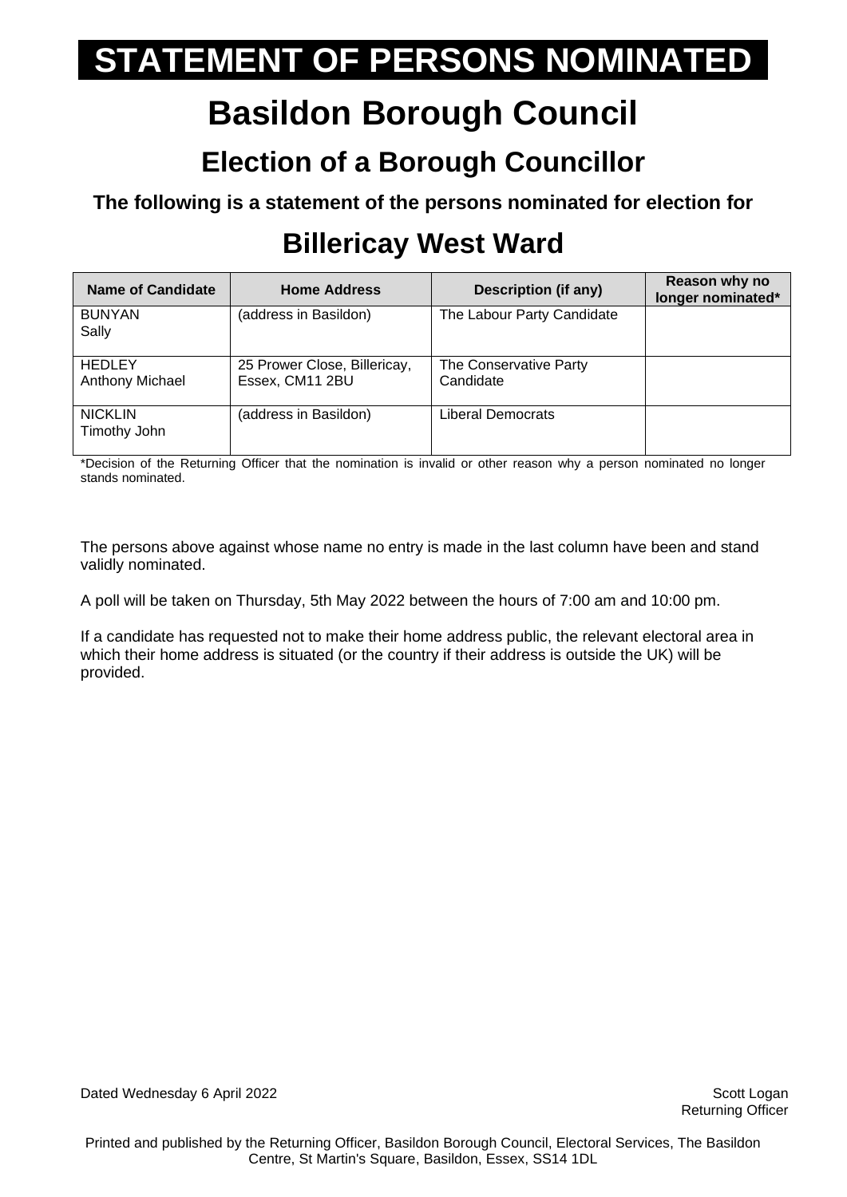# STATEMENT OF PERSONS NOMINATED

# Basildon Borough Council

## Election of a Borough Councillor

**The following is a statement of the persons nominated for election for**

## Billericay West Ward

| Name of Candidate | Home Address | Description (if any) | Reason why no longer nominated* |
|---|---|---|---|
| BUNYAN<br>Sally | (address in Basildon) | The Labour Party Candidate | |
| HEDLEY<br>Anthony Michael | 25 Prower Close, Billericay, Essex, CM11 2BU | The Conservative Party Candidate | |
| NICKLIN<br>Timothy John | (address in Basildon) | Liberal Democrats | |

*Decision of the Returning Officer that the nomination is invalid or other reason why a person nominated no longer stands nominated.

The persons above against whose name no entry is made in the last column have been and stand validly nominated.

A poll will be taken on Thursday, 5th May 2022 between the hours of 7:00 am and 10:00 pm.

If a candidate has requested not to make their home address public, the relevant electoral area in which their home address is situated (or the country if their address is outside the UK) will be provided.

Dated Wednesday 6 April 2022

Scott Logan
Returning Officer

Printed and published by the Returning Officer, Basildon Borough Council, Electoral Services, The Basildon Centre, St Martin's Square, Basildon, Essex, SS14 1DL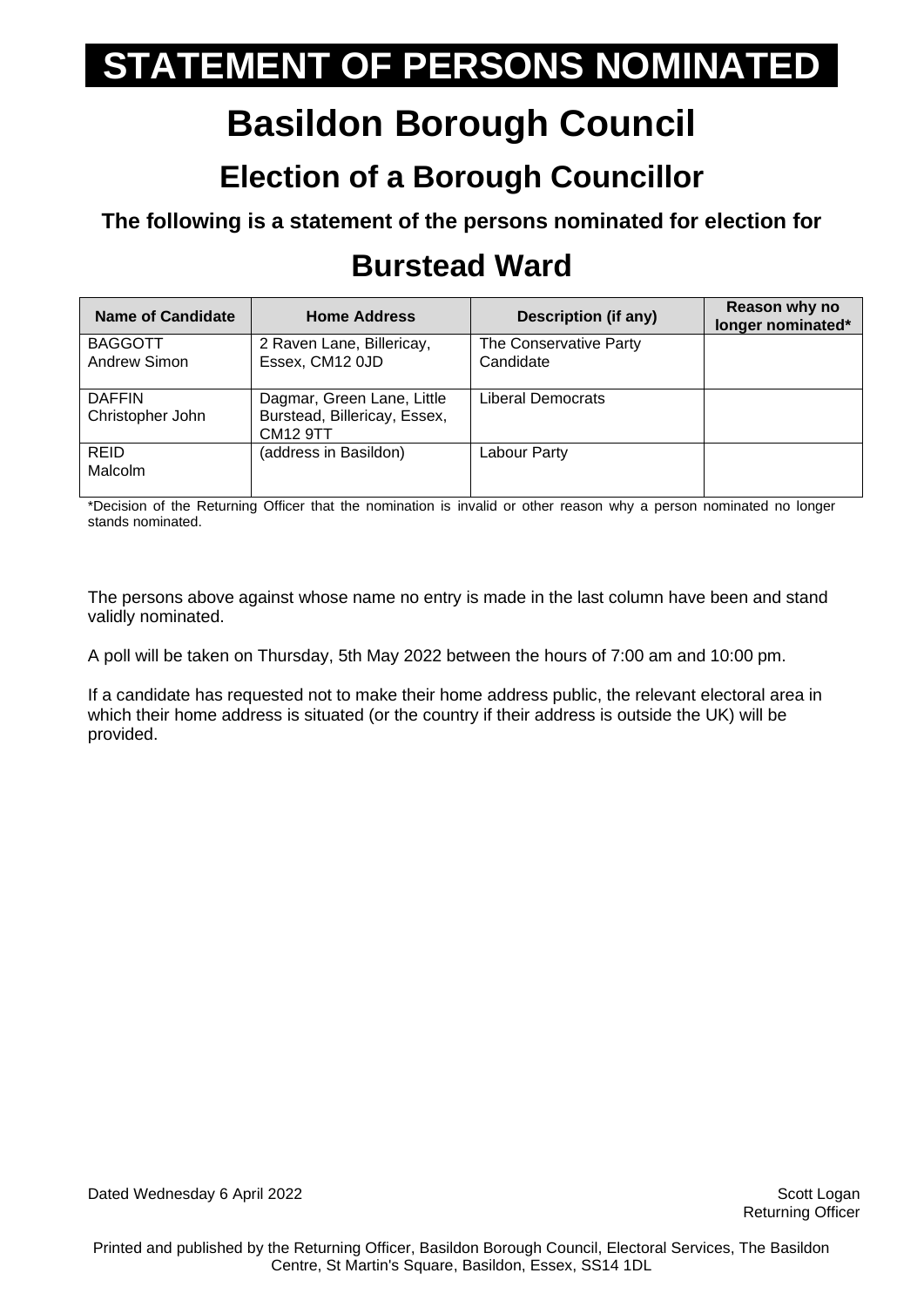# STATEMENT OF PERSONS NOMINATED

# Basildon Borough Council

## Election of a Borough Councillor

**The following is a statement of the persons nominated for election for**

## Burstead Ward

| Name of Candidate | Home Address | Description (if any) | Reason why no longer nominated* |
|---|---|---|---|
| BAGGOTT<br>Andrew Simon | 2 Raven Lane, Billericay, Essex, CM12 0JD | The Conservative Party Candidate | |
| DAFFIN<br>Christopher John | Dagmar, Green Lane, Little Burstead, Billericay, Essex, CM12 9TT | Liberal Democrats | |
| REID<br>Malcolm | (address in Basildon) | Labour Party | |

*Decision of the Returning Officer that the nomination is invalid or other reason why a person nominated no longer stands nominated.

The persons above against whose name no entry is made in the last column have been and stand validly nominated.

A poll will be taken on Thursday, 5th May 2022 between the hours of 7:00 am and 10:00 pm.

If a candidate has requested not to make their home address public, the relevant electoral area in which their home address is situated (or the country if their address is outside the UK) will be provided.

Dated Wednesday 6 April 2022

Scott Logan
Returning Officer

Printed and published by the Returning Officer, Basildon Borough Council, Electoral Services, The Basildon Centre, St Martin's Square, Basildon, Essex, SS14 1DL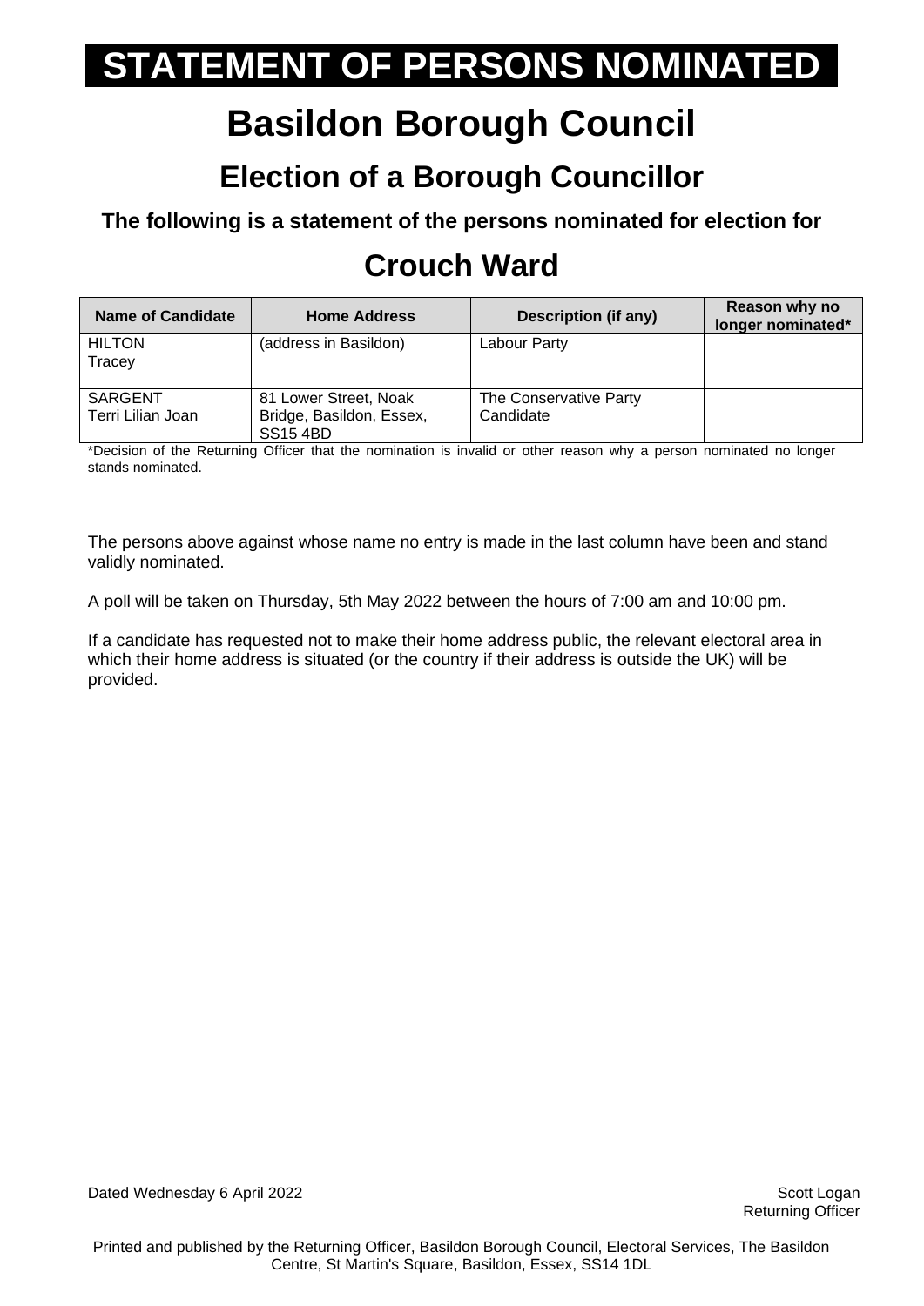# STATEMENT OF PERSONS NOMINATED

# Basildon Borough Council

## Election of a Borough Councillor

**The following is a statement of the persons nominated for election for**

## Crouch Ward

| Name of Candidate | Home Address | Description (if any) | Reason why no longer nominated* |
|---|---|---|---|
| HILTON Tracey | (address in Basildon) | Labour Party | |
| SARGENT Terri Lilian Joan | 81 Lower Street, Noak Bridge, Basildon, Essex, SS15 4BD | The Conservative Party Candidate | |

*Decision of the Returning Officer that the nomination is invalid or other reason why a person nominated no longer stands nominated.

The persons above against whose name no entry is made in the last column have been and stand validly nominated.

A poll will be taken on Thursday, 5th May 2022 between the hours of 7:00 am and 10:00 pm.

If a candidate has requested not to make their home address public, the relevant electoral area in which their home address is situated (or the country if their address is outside the UK) will be provided.

Dated Wednesday 6 April 2022

Scott Logan
Returning Officer

Printed and published by the Returning Officer, Basildon Borough Council, Electoral Services, The Basildon Centre, St Martin's Square, Basildon, Essex, SS14 1DL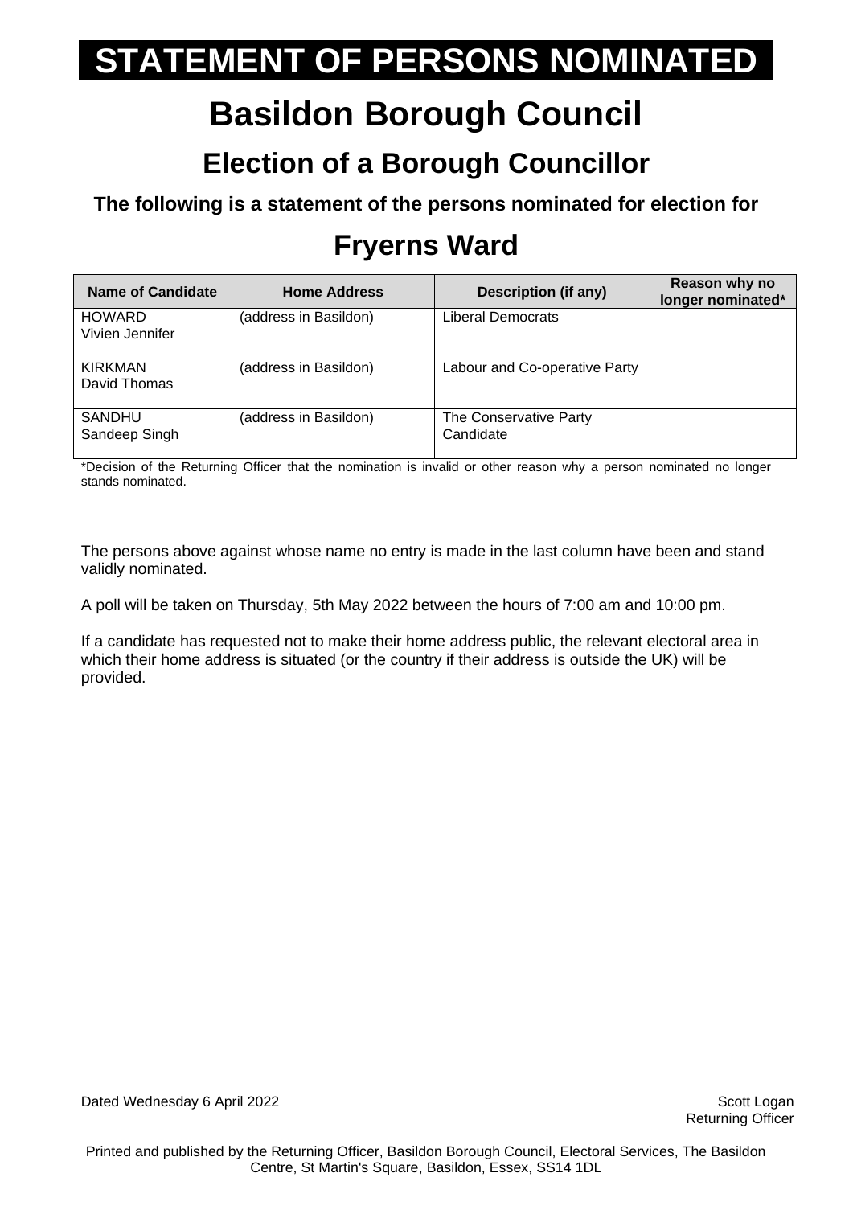# STATEMENT OF PERSONS NOMINATED

# Basildon Borough Council

## Election of a Borough Councillor

**The following is a statement of the persons nominated for election for**

## Fryerns Ward

| Name of Candidate | Home Address | Description (if any) | Reason why no longer nominated* |
|---|---|---|---|
| HOWARD<br>Vivien Jennifer | (address in Basildon) | Liberal Democrats | |
| KIRKMAN<br>David Thomas | (address in Basildon) | Labour and Co-operative Party | |
| SANDHU<br>Sandeep Singh | (address in Basildon) | The Conservative Party Candidate | |

*Decision of the Returning Officer that the nomination is invalid or other reason why a person nominated no longer stands nominated.

The persons above against whose name no entry is made in the last column have been and stand validly nominated.

A poll will be taken on Thursday, 5th May 2022 between the hours of 7:00 am and 10:00 pm.

If a candidate has requested not to make their home address public, the relevant electoral area in which their home address is situated (or the country if their address is outside the UK) will be provided.

Dated Wednesday 6 April 2022

Scott Logan
Returning Officer

Printed and published by the Returning Officer, Basildon Borough Council, Electoral Services, The Basildon Centre, St Martin's Square, Basildon, Essex, SS14 1DL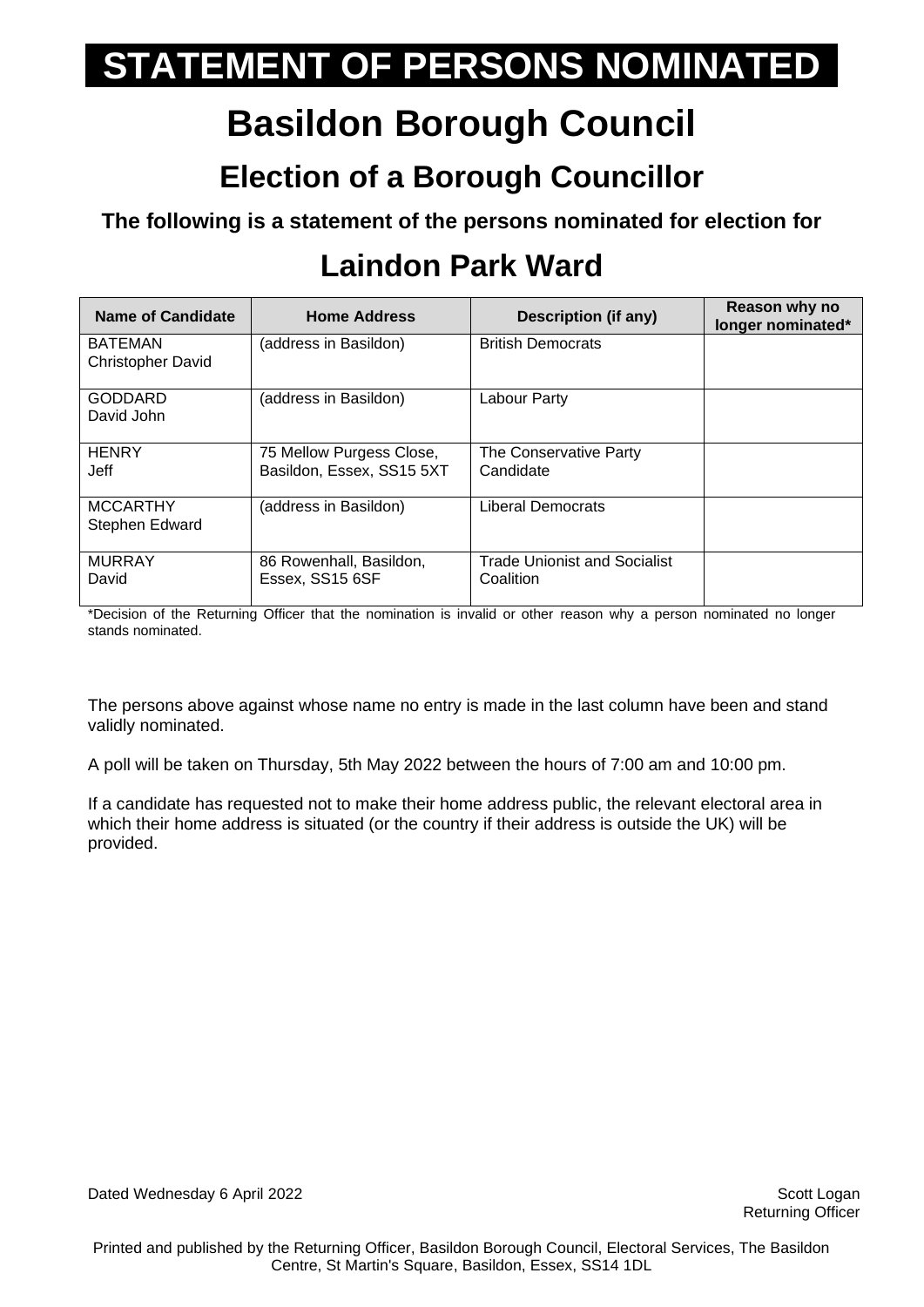# STATEMENT OF PERSONS NOMINATED

# Basildon Borough Council

## Election of a Borough Councillor

**The following is a statement of the persons nominated for election for**

## Laindon Park Ward

| Name of Candidate | Home Address | Description (if any) | Reason why no longer nominated* |
|---|---|---|---|
| BATEMAN Christopher David | (address in Basildon) | British Democrats | |
| GODDARD David John | (address in Basildon) | Labour Party | |
| HENRY Jeff | 75 Mellow Purgess Close, Basildon, Essex, SS15 5XT | The Conservative Party Candidate | |
| MCCARTHY Stephen Edward | (address in Basildon) | Liberal Democrats | |
| MURRAY David | 86 Rowenhall, Basildon, Essex, SS15 6SF | Trade Unionist and Socialist Coalition | |

*Decision of the Returning Officer that the nomination is invalid or other reason why a person nominated no longer stands nominated.

The persons above against whose name no entry is made in the last column have been and stand validly nominated.

A poll will be taken on Thursday, 5th May 2022 between the hours of 7:00 am and 10:00 pm.

If a candidate has requested not to make their home address public, the relevant electoral area in which their home address is situated (or the country if their address is outside the UK) will be provided.

Dated Wednesday 6 April 2022

Scott Logan
Returning Officer

Printed and published by the Returning Officer, Basildon Borough Council, Electoral Services, The Basildon Centre, St Martin's Square, Basildon, Essex, SS14 1DL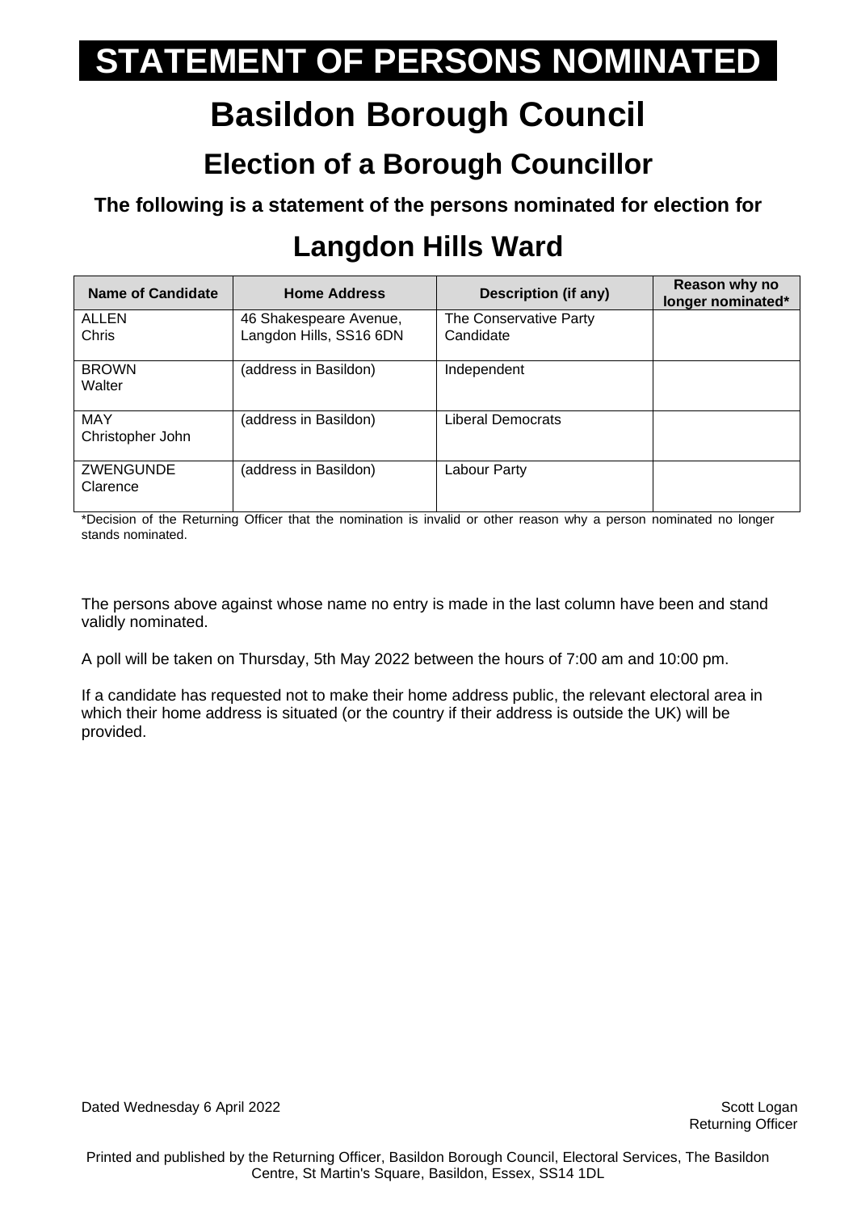# STATEMENT OF PERSONS NOMINATED

# Basildon Borough Council

## Election of a Borough Councillor

**The following is a statement of the persons nominated for election for**

## Langdon Hills Ward

| Name of Candidate | Home Address | Description (if any) | Reason why no longer nominated* |
|---|---|---|---|
| ALLEN Chris | 46 Shakespeare Avenue, Langdon Hills, SS16 6DN | The Conservative Party Candidate | |
| BROWN Walter | (address in Basildon) | Independent | |
| MAY Christopher John | (address in Basildon) | Liberal Democrats | |
| ZWENGUNDE Clarence | (address in Basildon) | Labour Party | |

*Decision of the Returning Officer that the nomination is invalid or other reason why a person nominated no longer stands nominated.

The persons above against whose name no entry is made in the last column have been and stand validly nominated.

A poll will be taken on Thursday, 5th May 2022 between the hours of 7:00 am and 10:00 pm.

If a candidate has requested not to make their home address public, the relevant electoral area in which their home address is situated (or the country if their address is outside the UK) will be provided.

Dated Wednesday 6 April 2022

Scott Logan
Returning Officer

Printed and published by the Returning Officer, Basildon Borough Council, Electoral Services, The Basildon Centre, St Martin's Square, Basildon, Essex, SS14 1DL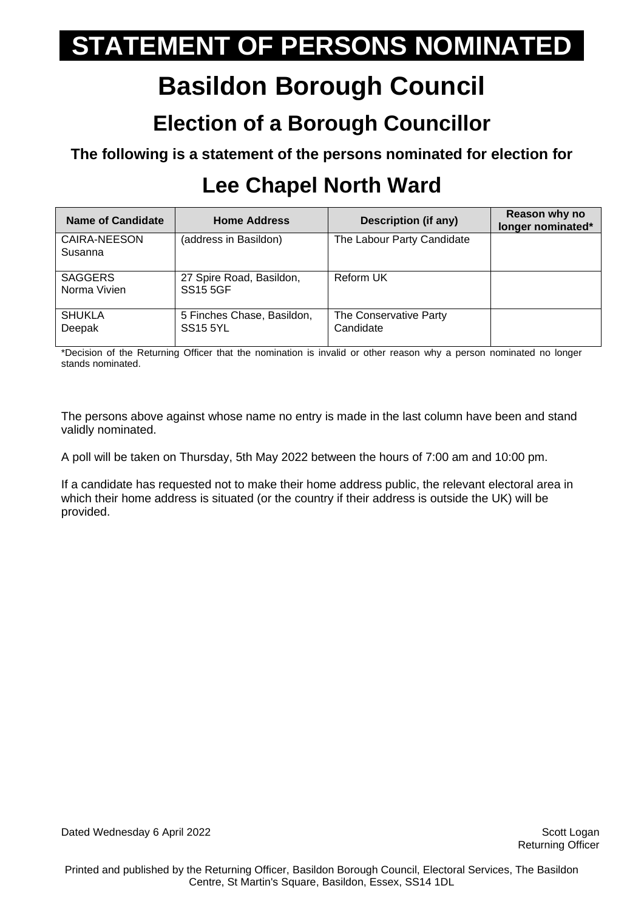# STATEMENT OF PERSONS NOMINATED

# Basildon Borough Council

## Election of a Borough Councillor

**The following is a statement of the persons nominated for election for**

## Lee Chapel North Ward

| Name of Candidate | Home Address | Description (if any) | Reason why no longer nominated* |
|---|---|---|---|
| CAIRA-NEESON Susanna | (address in Basildon) | The Labour Party Candidate | |
| SAGGERS Norma Vivien | 27 Spire Road, Basildon, SS15 5GF | Reform UK | |
| SHUKLA Deepak | 5 Finches Chase, Basildon, SS15 5YL | The Conservative Party Candidate | |

*Decision of the Returning Officer that the nomination is invalid or other reason why a person nominated no longer stands nominated.

The persons above against whose name no entry is made in the last column have been and stand validly nominated.

A poll will be taken on Thursday, 5th May 2022 between the hours of 7:00 am and 10:00 pm.

If a candidate has requested not to make their home address public, the relevant electoral area in which their home address is situated (or the country if their address is outside the UK) will be provided.

Dated Wednesday 6 April 2022

Scott Logan
Returning Officer

Printed and published by the Returning Officer, Basildon Borough Council, Electoral Services, The Basildon Centre, St Martin's Square, Basildon, Essex, SS14 1DL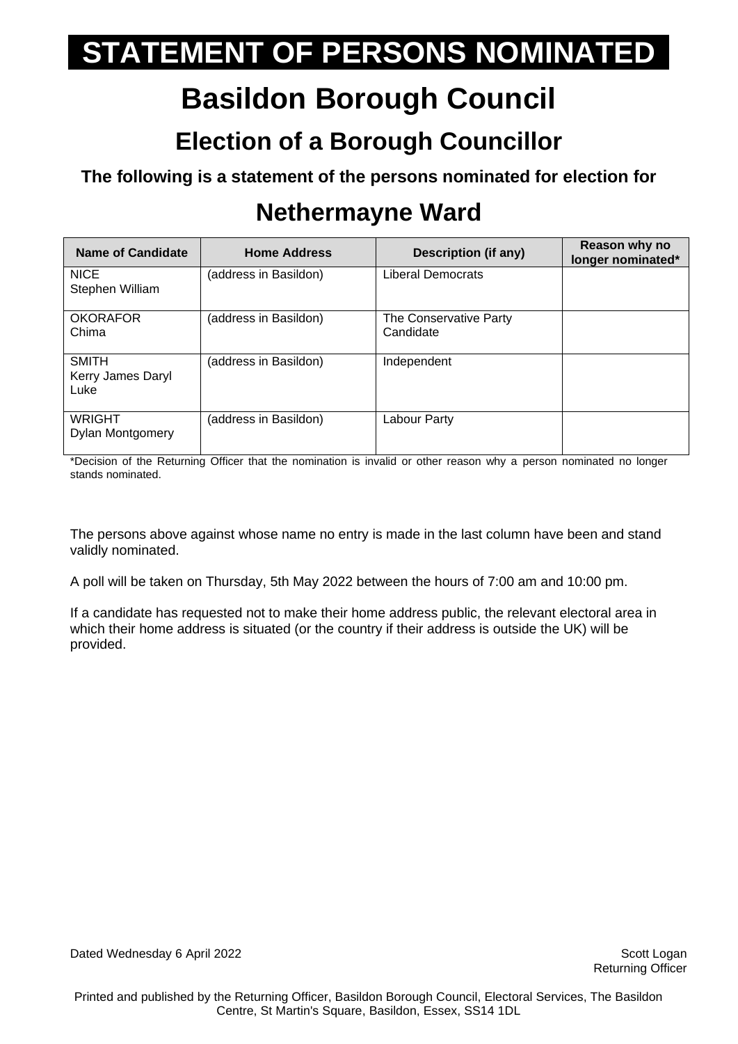# STATEMENT OF PERSONS NOMINATED

# Basildon Borough Council

## Election of a Borough Councillor

**The following is a statement of the persons nominated for election for**

## Nethermayne Ward

| Name of Candidate | Home Address | Description (if any) | Reason why no longer nominated* |
|---|---|---|---|
| NICE<br>Stephen William | (address in Basildon) | Liberal Democrats | |
| OKORAFOR<br>Chima | (address in Basildon) | The Conservative Party Candidate | |
| SMITH<br>Kerry James Daryl Luke | (address in Basildon) | Independent | |
| WRIGHT<br>Dylan Montgomery | (address in Basildon) | Labour Party | |

*Decision of the Returning Officer that the nomination is invalid or other reason why a person nominated no longer stands nominated.

The persons above against whose name no entry is made in the last column have been and stand validly nominated.

A poll will be taken on Thursday, 5th May 2022 between the hours of 7:00 am and 10:00 pm.

If a candidate has requested not to make their home address public, the relevant electoral area in which their home address is situated (or the country if their address is outside the UK) will be provided.

Dated Wednesday 6 April 2022

Scott Logan
Returning Officer

Printed and published by the Returning Officer, Basildon Borough Council, Electoral Services, The Basildon Centre, St Martin's Square, Basildon, Essex, SS14 1DL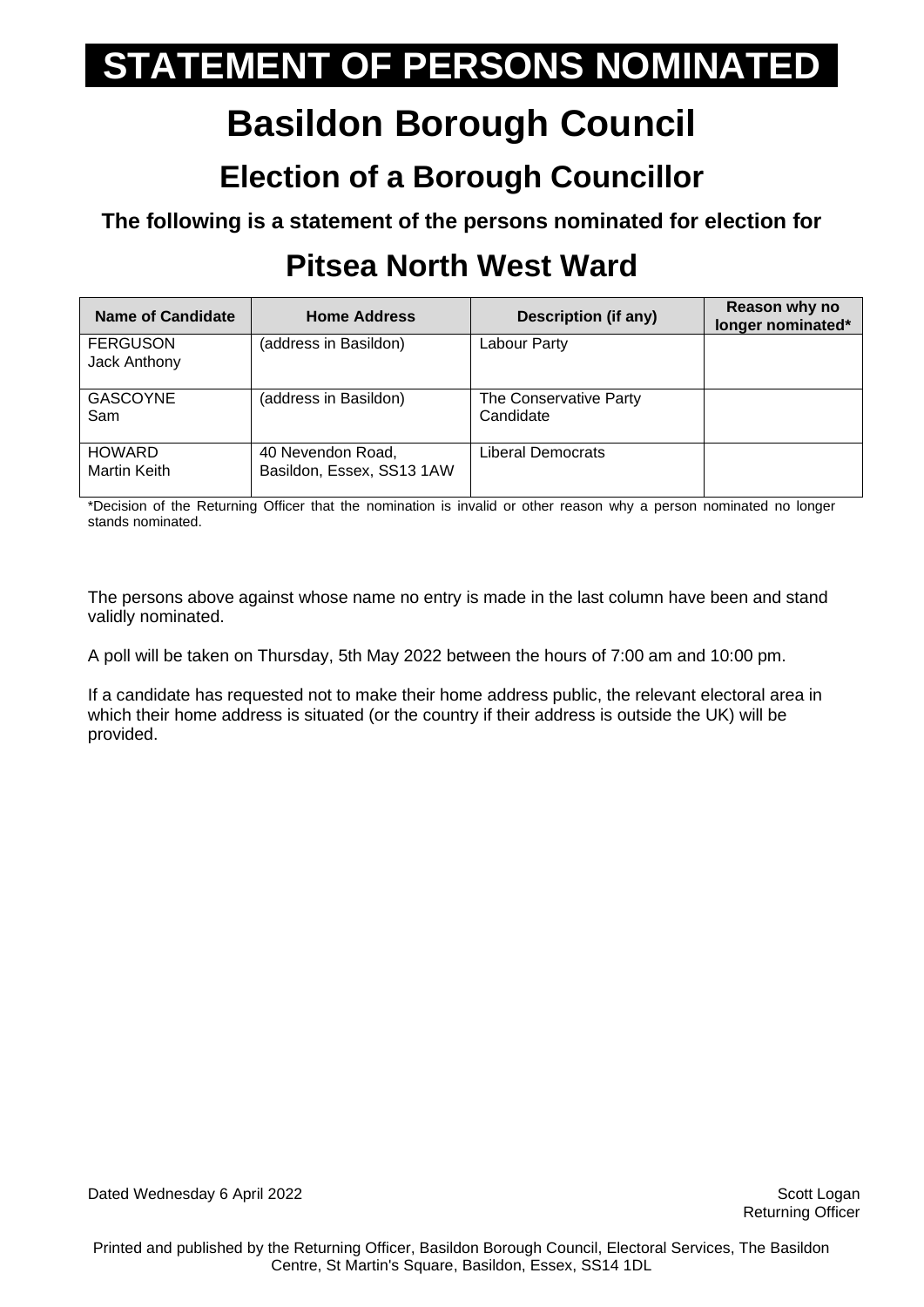# STATEMENT OF PERSONS NOMINATED

# Basildon Borough Council

## Election of a Borough Councillor

**The following is a statement of the persons nominated for election for**

## Pitsea North West Ward

| Name of Candidate | Home Address | Description (if any) | Reason why no longer nominated* |
|---|---|---|---|
| FERGUSON<br>Jack Anthony | (address in Basildon) | Labour Party | |
| GASCOYNE<br>Sam | (address in Basildon) | The Conservative Party Candidate | |
| HOWARD<br>Martin Keith | 40 Nevendon Road, Basildon, Essex, SS13 1AW | Liberal Democrats | |

*Decision of the Returning Officer that the nomination is invalid or other reason why a person nominated no longer stands nominated.

The persons above against whose name no entry is made in the last column have been and stand validly nominated.

A poll will be taken on Thursday, 5th May 2022 between the hours of 7:00 am and 10:00 pm.

If a candidate has requested not to make their home address public, the relevant electoral area in which their home address is situated (or the country if their address is outside the UK) will be provided.

Dated Wednesday 6 April 2022

Scott Logan
Returning Officer

Printed and published by the Returning Officer, Basildon Borough Council, Electoral Services, The Basildon Centre, St Martin's Square, Basildon, Essex, SS14 1DL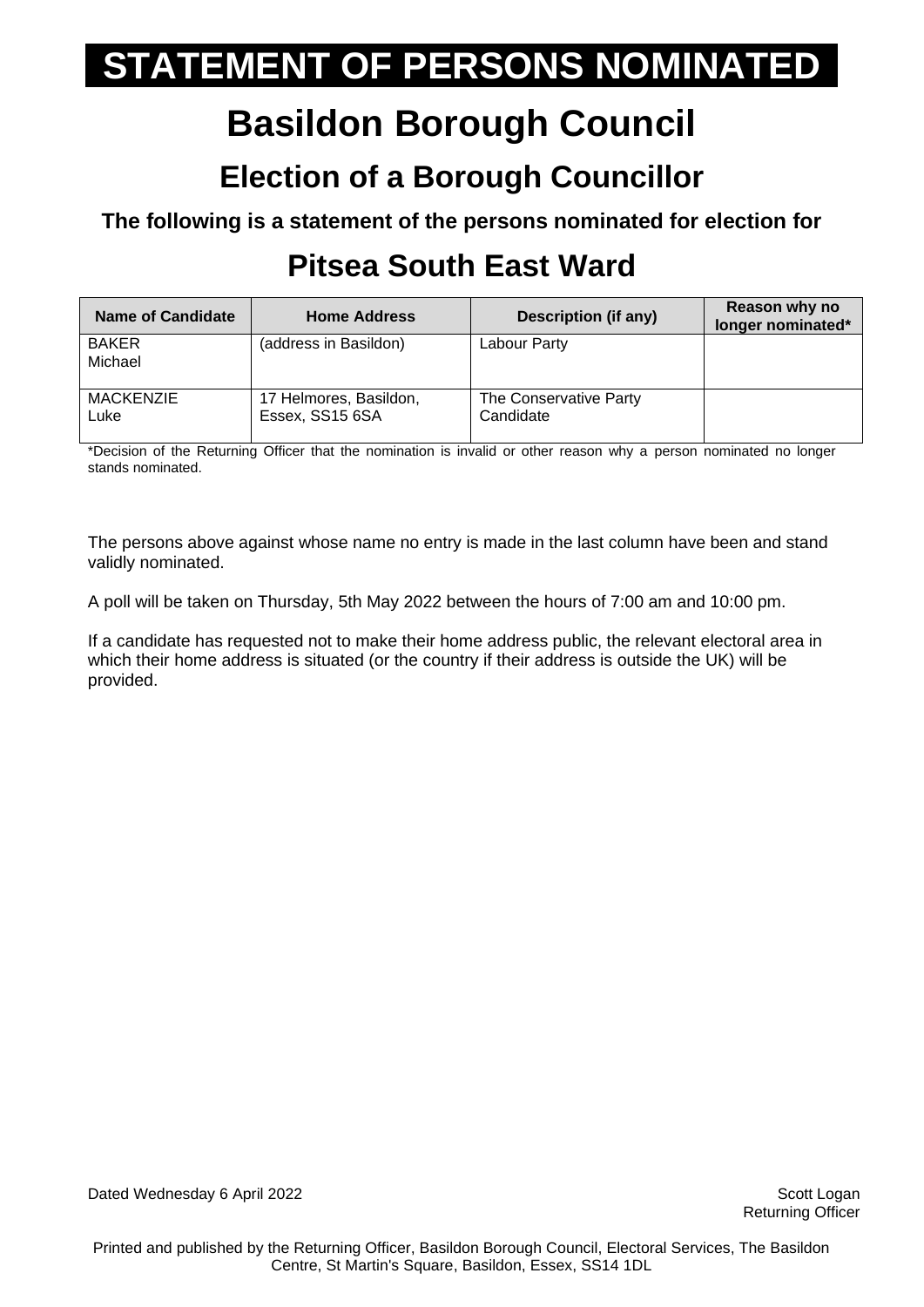# STATEMENT OF PERSONS NOMINATED

# Basildon Borough Council

## Election of a Borough Councillor

**The following is a statement of the persons nominated for election for**

## Pitsea South East Ward

| Name of Candidate | Home Address | Description (if any) | Reason why no longer nominated* |
|---|---|---|---|
| BAKER Michael | (address in Basildon) | Labour Party | |
| MACKENZIE Luke | 17 Helmores, Basildon, Essex, SS15 6SA | The Conservative Party Candidate | |

*Decision of the Returning Officer that the nomination is invalid or other reason why a person nominated no longer stands nominated.

The persons above against whose name no entry is made in the last column have been and stand validly nominated.

A poll will be taken on Thursday, 5th May 2022 between the hours of 7:00 am and 10:00 pm.

If a candidate has requested not to make their home address public, the relevant electoral area in which their home address is situated (or the country if their address is outside the UK) will be provided.

Dated Wednesday 6 April 2022

Scott Logan
Returning Officer

Printed and published by the Returning Officer, Basildon Borough Council, Electoral Services, The Basildon Centre, St Martin's Square, Basildon, Essex, SS14 1DL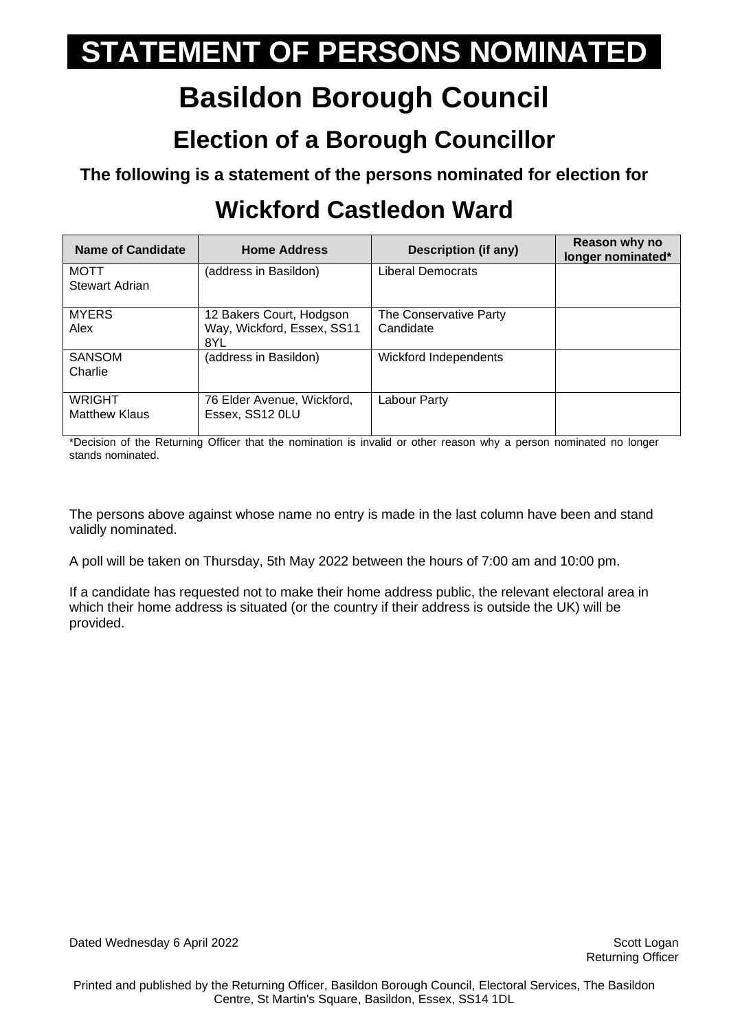# STATEMENT OF PERSONS NOMINATED

# Basildon Borough Council

## Election of a Borough Councillor

**The following is a statement of the persons nominated for election for**

## Wickford Castledon Ward

| Name of Candidate | Home Address | Description (if any) | Reason why no longer nominated* |
|---|---|---|---|
| MOTT<br>Stewart Adrian | (address in Basildon) | Liberal Democrats | |
| MYERS<br>Alex | 12 Bakers Court, Hodgson Way, Wickford, Essex, SS11 8YL | The Conservative Party Candidate | |
| SANSOM<br>Charlie | (address in Basildon) | Wickford Independents | |
| WRIGHT<br>Matthew Klaus | 76 Elder Avenue, Wickford, Essex, SS12 0LU | Labour Party | |

*Decision of the Returning Officer that the nomination is invalid or other reason why a person nominated no longer stands nominated.

The persons above against whose name no entry is made in the last column have been and stand validly nominated.

A poll will be taken on Thursday, 5th May 2022 between the hours of 7:00 am and 10:00 pm.

If a candidate has requested not to make their home address public, the relevant electoral area in which their home address is situated (or the country if their address is outside the UK) will be provided.

Dated Wednesday 6 April 2022

Scott Logan
Returning Officer

Printed and published by the Returning Officer, Basildon Borough Council, Electoral Services, The Basildon Centre, St Martin's Square, Basildon, Essex, SS14 1DL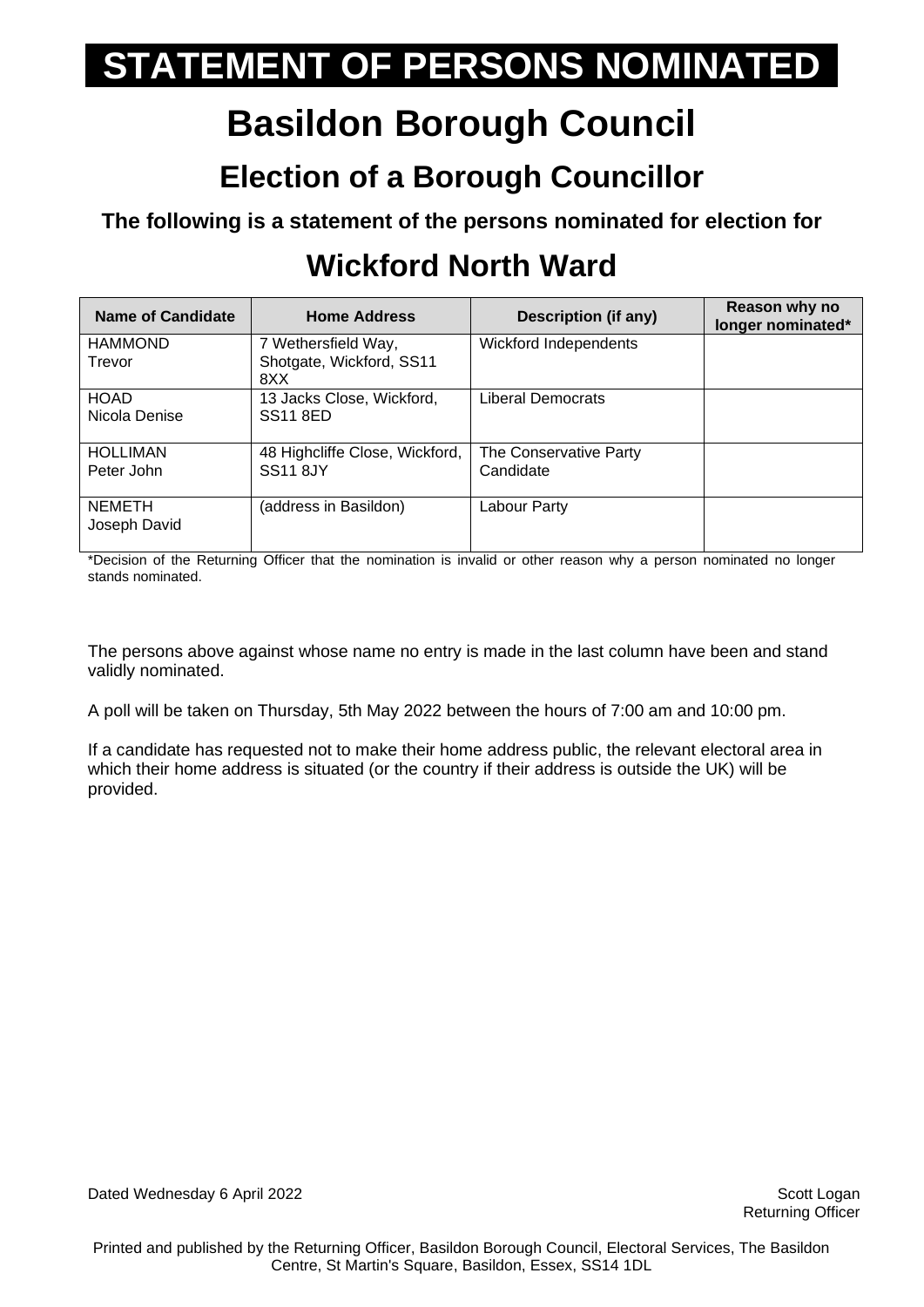# STATEMENT OF PERSONS NOMINATED

# Basildon Borough Council

## Election of a Borough Councillor

**The following is a statement of the persons nominated for election for**

## Wickford North Ward

| Name of Candidate | Home Address | Description (if any) | Reason why no longer nominated* |
|---|---|---|---|
| HAMMOND Trevor | 7 Wethersfield Way, Shotgate, Wickford, SS11 8XX | Wickford Independents | |
| HOAD Nicola Denise | 13 Jacks Close, Wickford, SS11 8ED | Liberal Democrats | |
| HOLLIMAN Peter John | 48 Highcliffe Close, Wickford, SS11 8JY | The Conservative Party Candidate | |
| NEMETH Joseph David | (address in Basildon) | Labour Party | |

*Decision of the Returning Officer that the nomination is invalid or other reason why a person nominated no longer stands nominated.

The persons above against whose name no entry is made in the last column have been and stand validly nominated.

A poll will be taken on Thursday, 5th May 2022 between the hours of 7:00 am and 10:00 pm.

If a candidate has requested not to make their home address public, the relevant electoral area in which their home address is situated (or the country if their address is outside the UK) will be provided.

Dated Wednesday 6 April 2022

Scott Logan
Returning Officer

Printed and published by the Returning Officer, Basildon Borough Council, Electoral Services, The Basildon Centre, St Martin's Square, Basildon, Essex, SS14 1DL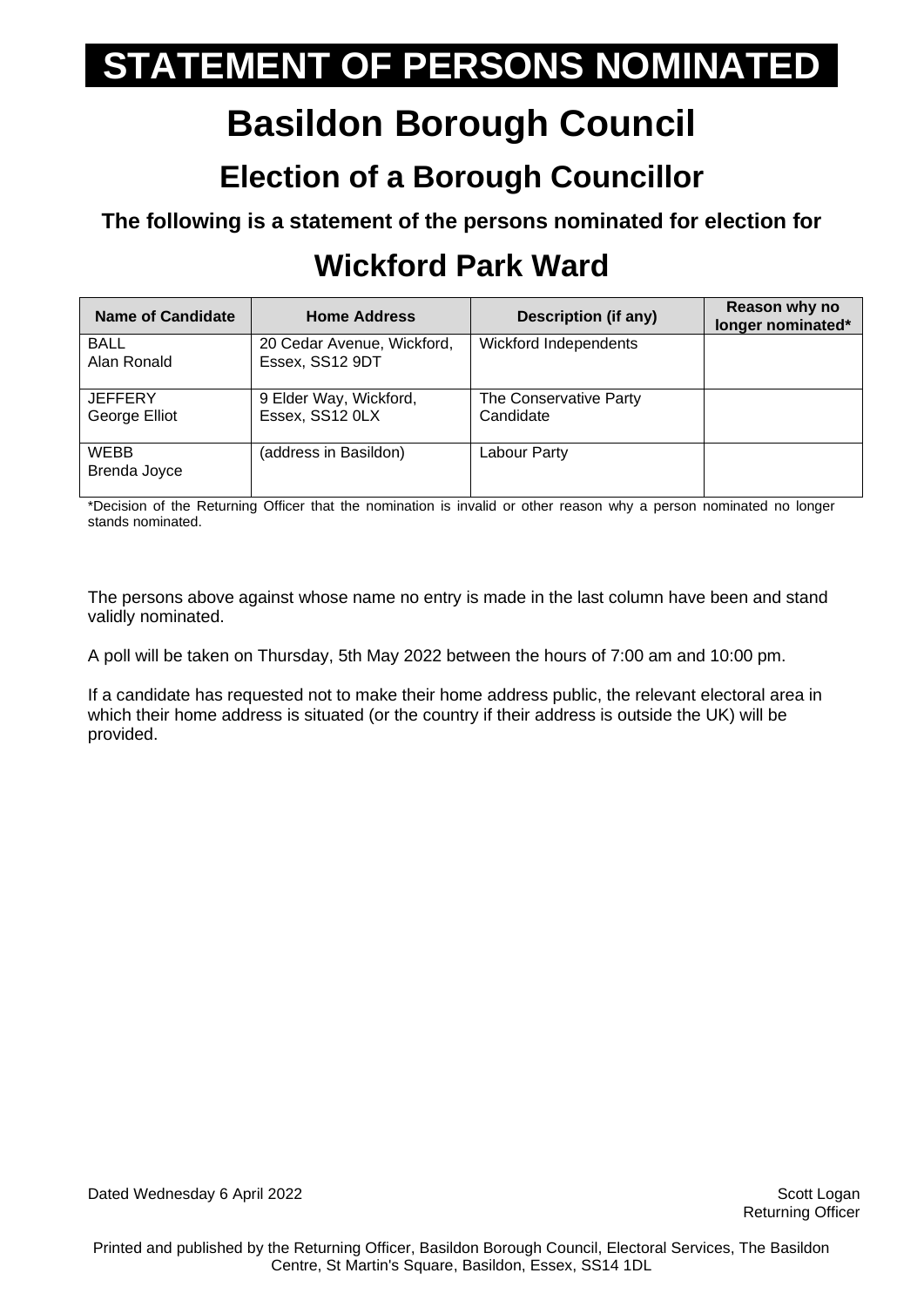# STATEMENT OF PERSONS NOMINATED

# Basildon Borough Council

## Election of a Borough Councillor

**The following is a statement of the persons nominated for election for**

## Wickford Park Ward

| Name of Candidate | Home Address | Description (if any) | Reason why no longer nominated* |
|---|---|---|---|
| BALL<br>Alan Ronald | 20 Cedar Avenue, Wickford, Essex, SS12 9DT | Wickford Independents | |
| JEFFERY<br>George Elliot | 9 Elder Way, Wickford, Essex, SS12 0LX | The Conservative Party Candidate | |
| WEBB<br>Brenda Joyce | (address in Basildon) | Labour Party | |

*Decision of the Returning Officer that the nomination is invalid or other reason why a person nominated no longer stands nominated.

The persons above against whose name no entry is made in the last column have been and stand validly nominated.

A poll will be taken on Thursday, 5th May 2022 between the hours of 7:00 am and 10:00 pm.

If a candidate has requested not to make their home address public, the relevant electoral area in which their home address is situated (or the country if their address is outside the UK) will be provided.

Dated Wednesday 6 April 2022

Scott Logan
Returning Officer

Printed and published by the Returning Officer, Basildon Borough Council, Electoral Services, The Basildon Centre, St Martin's Square, Basildon, Essex, SS14 1DL